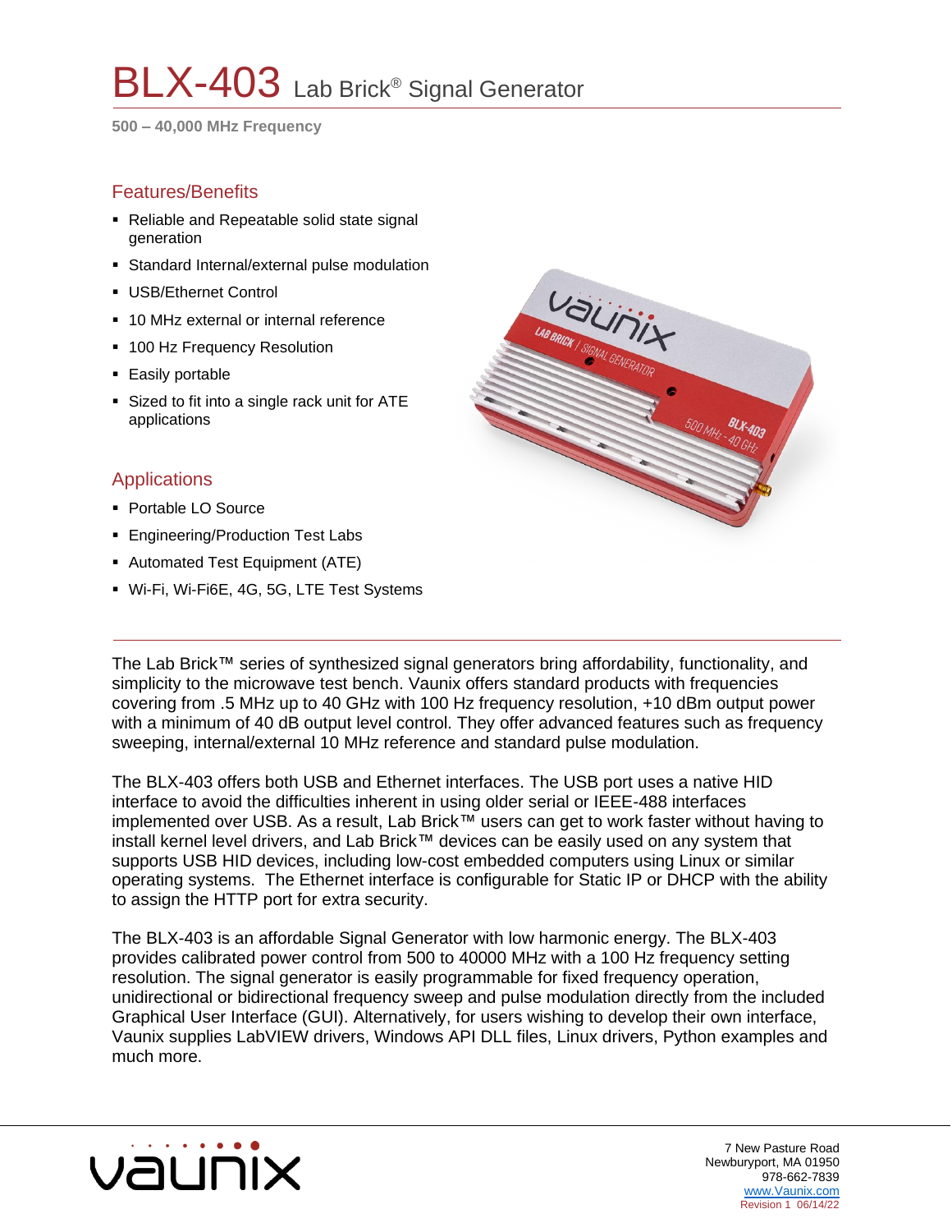# BLX-403 Lab Brick® Signal Generator

**500 – 40,000 MHz Frequency**

## Features/Benefits

- Reliable and Repeatable solid state signal generation
- Standard Internal/external pulse modulation
- USB/Ethernet Control
- 10 MHz external or internal reference
- 100 Hz Frequency Resolution
- Easily portable
- Sized to fit into a single rack unit for ATE applications

## Applications

- Portable LO Source
- Engineering/Production Test Labs
- Automated Test Equipment (ATE)
- Wi-Fi, Wi-Fi6E, 4G, 5G, LTE Test Systems

---

The Lab Brick™ series of synthesized signal generators bring affordability, functionality, and simplicity to the microwave test bench. Vaunix offers standard products with frequencies covering from .5 MHz up to 40 GHz with 100 Hz frequency resolution, +10 dBm output power with a minimum of 40 dB output level control. They offer advanced features such as frequency sweeping, internal/external 10 MHz reference and standard pulse modulation.

The BLX-403 offers both USB and Ethernet interfaces. The USB port uses a native HID interface to avoid the difficulties inherent in using older serial or IEEE-488 interfaces implemented over USB. As a result, Lab Brick™ users can get to work faster without having to install kernel level drivers, and Lab Brick™ devices can be easily used on any system that supports USB HID devices, including low-cost embedded computers using Linux or similar operating systems. The Ethernet interface is configurable for Static IP or DHCP with the ability to assign the HTTP port for extra security.

The BLX-403 is an affordable Signal Generator with low harmonic energy. The BLX-403 provides calibrated power control from 500 to 40000 MHz with a 100 Hz frequency setting resolution. The signal generator is easily programmable for fixed frequency operation, unidirectional or bidirectional frequency sweep and pulse modulation directly from the included Graphical User Interface (GUI). Alternatively, for users wishing to develop their own interface, Vaunix supplies LabVIEW drivers, Windows API DLL files, Linux drivers, Python examples and much more.

7 New Pasture Road
Newburyport, MA 01950
978-662-7839
www.Vaunix.com
Revision 1 06/14/22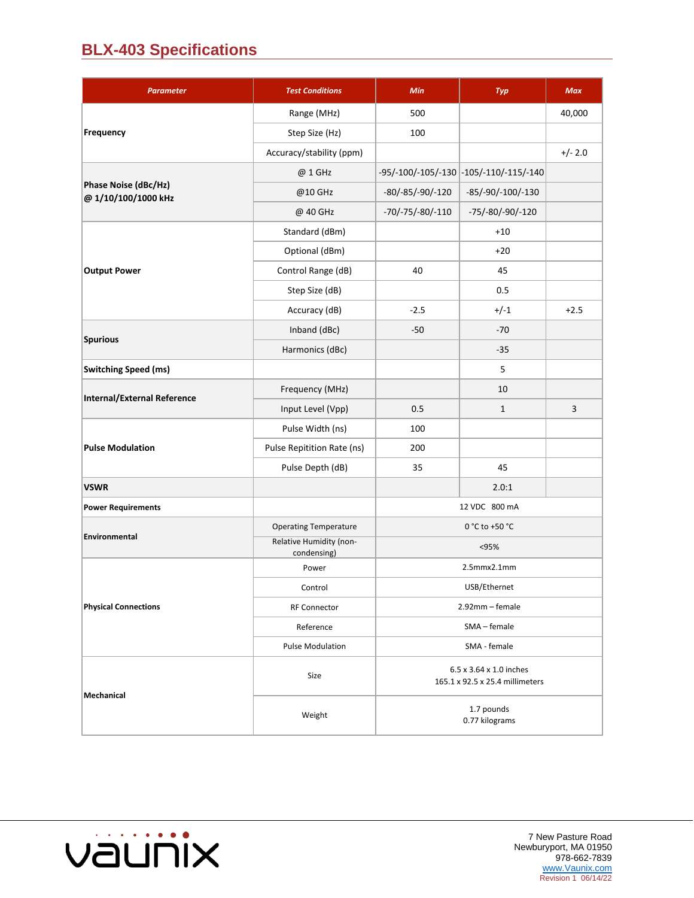## BLX-403 Specifications

| Parameter | Test Conditions | Min | Typ | Max |
|---|---|---|---|---|
| **Frequency** | Range (MHz) | 500 | | 40,000 |
| | Step Size (Hz) | 100 | | |
| | Accuracy/stability (ppm) | | | +/- 2.0 |
| **Phase Noise (dBc/Hz) @ 1/10/100/1000 kHz** | @ 1 GHz | -95/-100/-105/-130 | -105/-110/-115/-140 | |
| | @10 GHz | -80/-85/-90/-120 | -85/-90/-100/-130 | |
| | @ 40 GHz | -70/-75/-80/-110 | -75/-80/-90/-120 | |
| **Output Power** | Standard (dBm) | | +10 | |
| | Optional (dBm) | | +20 | |
| | Control Range (dB) | 40 | 45 | |
| | Step Size (dB) | | 0.5 | |
| | Accuracy (dB) | -2.5 | +/-1 | +2.5 |
| **Spurious** | Inband (dBc) | -50 | -70 | |
| | Harmonics (dBc) | | -35 | |
| **Switching Speed (ms)** | | | 5 | |
| **Internal/External Reference** | Frequency (MHz) | | 10 | |
| | Input Level (Vpp) | 0.5 | 1 | 3 |
| **Pulse Modulation** | Pulse Width (ns) | 100 | | |
| | Pulse Repitition Rate (ns) | 200 | | |
| | Pulse Depth (dB) | 35 | 45 | |
| **VSWR** | | | 2.0:1 | |
| **Power Requirements** | | 12 VDC 800 mA | | |
| **Environmental** | Operating Temperature | 0 °C to +50 °C | | |
| | Relative Humidity (non-condensing) | <95% | | |
| **Physical Connections** | Power | 2.5mmx2.1mm | | |
| | Control | USB/Ethernet | | |
| | RF Connector | 2.92mm – female | | |
| | Reference | SMA – female | | |
| | Pulse Modulation | SMA - female | | |
| **Mechanical** | Size | 6.5 x 3.64 x 1.0 inches<br>165.1 x 92.5 x 25.4 millimeters | | |
| | Weight | 1.7 pounds<br>0.77 kilograms | | |

vaunix

7 New Pasture Road
Newburyport, MA 01950
978-662-7839
www.Vaunix.com
Revision 1 06/14/22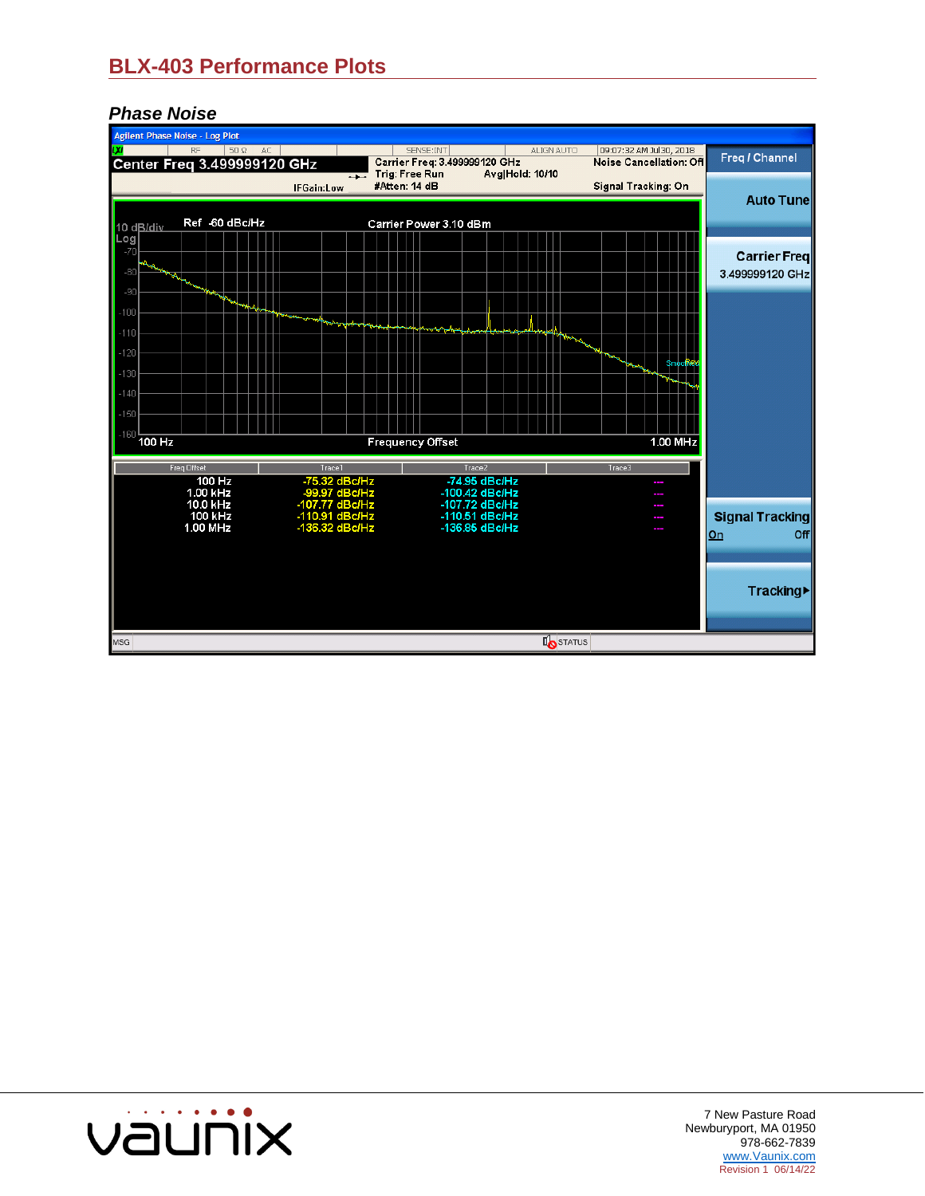# BLX-403 Performance Plots

## *Phase Noise*

Agilent Phase Noise - Log Plot

Center Freq 3.499999120 GHz

Carrier Freq: 3.499999120 GHz
Trig: Free Run
#Atten: 14 dB
Avg|Hold: 10/10
Noise Cancellation: Off
Signal Tracking: On
IFGain:Low

10 dB/div Log
Ref -60 dBc/Hz
Carrier Power 3.10 dBm

100 Hz — Frequency Offset — 1.00 MHz

| Freq Offset | Trace1 | Trace2 | Trace3 |
|---|---|---|---|
| 100 Hz | -75.32 dBc/Hz | -74.95 dBc/Hz | --- |
| 1.00 kHz | -99.97 dBc/Hz | -100.42 dBc/Hz | --- |
| 10.0 kHz | -107.77 dBc/Hz | -107.72 dBc/Hz | --- |
| 100 kHz | -110.91 dBc/Hz | -110.51 dBc/Hz | --- |
| 1.00 MHz | -136.32 dBc/Hz | -136.85 dBc/Hz | --- |

7 New Pasture Road
Newburyport, MA 01950
978-662-7839
www.Vaunix.com
Revision 1 06/14/22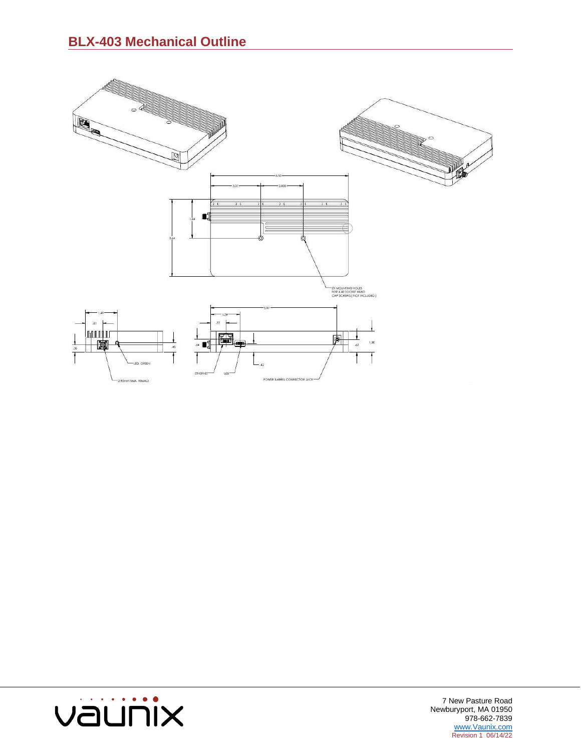## BLX-403 Mechanical Outline

6.50

2.37

2.600

1.84

3.64

2X MOUNTING HOLES
FOR 4-40 SOCKET HEAD
CAP SCREWS ( NOT INCLUDED )

1.49

.81

.26

.45

LED, GREEN

2.92mm SMA, FEMALE

5.97

1.39

.72

.64

.62

1.00

.42

ETHERNET

USB

POWER BARREL CONNECTOR JACK